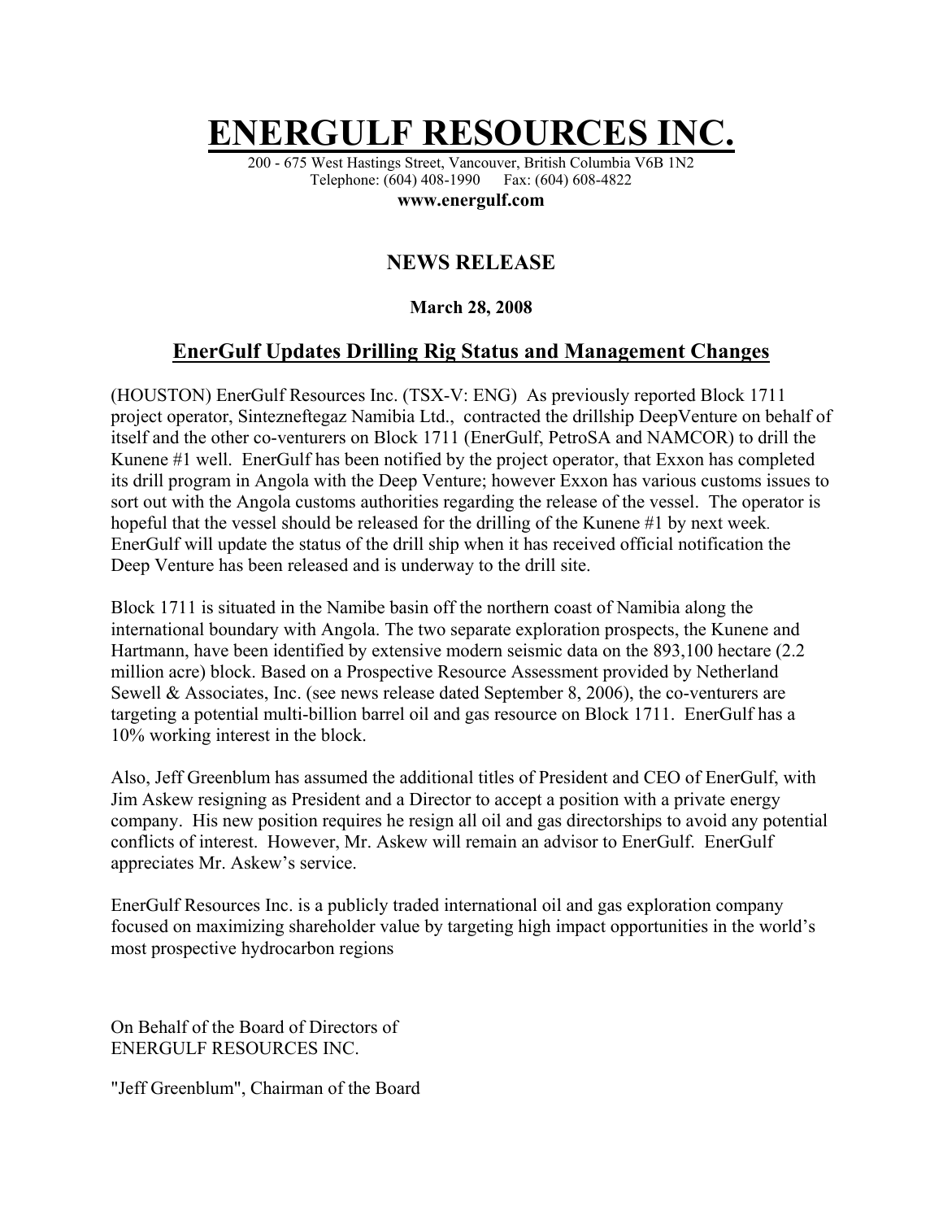# ENERGULF RESOURCES INC.

200 - 675 West Hastings Street, Vancouver, British Columbia V6B 1N2
Telephone: (604) 408-1990 Fax: (604) 608-4822
**www.energulf.com**

## NEWS RELEASE

**March 28, 2008**

### EnerGulf Updates Drilling Rig Status and Management Changes

(HOUSTON) EnerGulf Resources Inc. (TSX-V: ENG) As previously reported Block 1711 project operator, Sintezneftegaz Namibia Ltd., contracted the drillship DeepVenture on behalf of itself and the other co-venturers on Block 1711 (EnerGulf, PetroSA and NAMCOR) to drill the Kunene #1 well. EnerGulf has been notified by the project operator, that Exxon has completed its drill program in Angola with the Deep Venture; however Exxon has various customs issues to sort out with the Angola customs authorities regarding the release of the vessel. The operator is hopeful that the vessel should be released for the drilling of the Kunene #1 by next week. EnerGulf will update the status of the drill ship when it has received official notification the Deep Venture has been released and is underway to the drill site.

Block 1711 is situated in the Namibe basin off the northern coast of Namibia along the international boundary with Angola. The two separate exploration prospects, the Kunene and Hartmann, have been identified by extensive modern seismic data on the 893,100 hectare (2.2 million acre) block. Based on a Prospective Resource Assessment provided by Netherland Sewell & Associates, Inc. (see news release dated September 8, 2006), the co-venturers are targeting a potential multi-billion barrel oil and gas resource on Block 1711. EnerGulf has a 10% working interest in the block.

Also, Jeff Greenblum has assumed the additional titles of President and CEO of EnerGulf, with Jim Askew resigning as President and a Director to accept a position with a private energy company. His new position requires he resign all oil and gas directorships to avoid any potential conflicts of interest. However, Mr. Askew will remain an advisor to EnerGulf. EnerGulf appreciates Mr. Askew's service.

EnerGulf Resources Inc. is a publicly traded international oil and gas exploration company focused on maximizing shareholder value by targeting high impact opportunities in the world's most prospective hydrocarbon regions

On Behalf of the Board of Directors of
ENERGULF RESOURCES INC.

"Jeff Greenblum", Chairman of the Board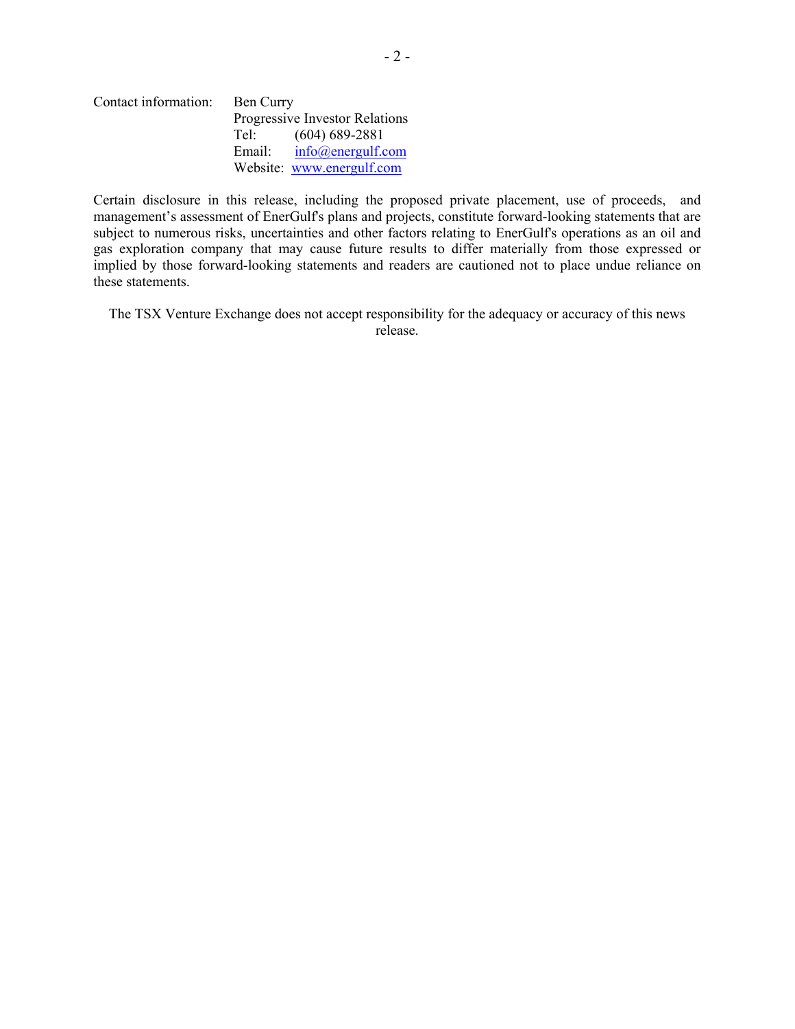Contact information: Ben Curry
Progressive Investor Relations
Tel: (604) 689-2881
Email: info@energulf.com
Website: www.energulf.com

Certain disclosure in this release, including the proposed private placement, use of proceeds, and management's assessment of EnerGulf's plans and projects, constitute forward-looking statements that are subject to numerous risks, uncertainties and other factors relating to EnerGulf's operations as an oil and gas exploration company that may cause future results to differ materially from those expressed or implied by those forward-looking statements and readers are cautioned not to place undue reliance on these statements.

The TSX Venture Exchange does not accept responsibility for the adequacy or accuracy of this news release.